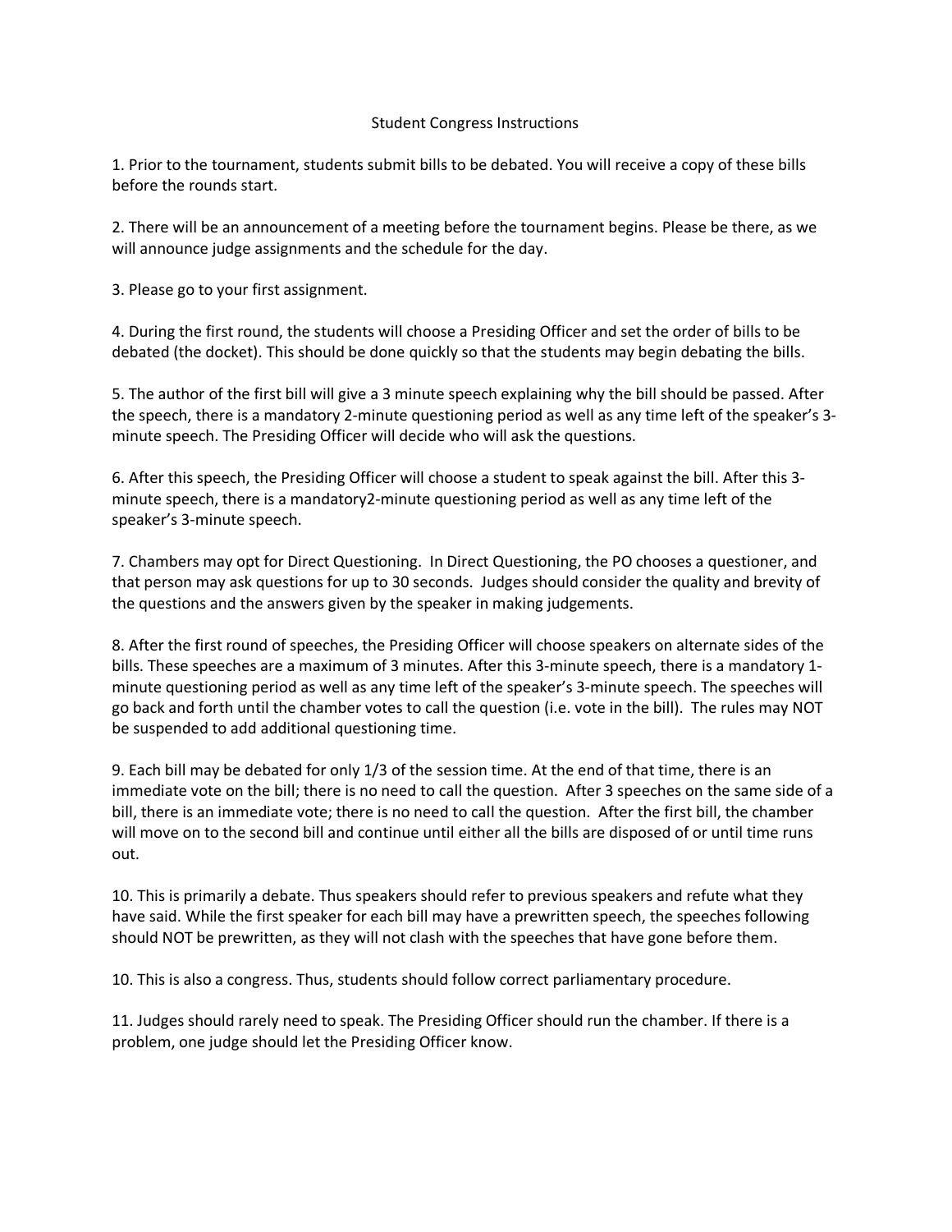# Student Congress Instructions

1. Prior to the tournament, students submit bills to be debated. You will receive a copy of these bills before the rounds start.

2. There will be an announcement of a meeting before the tournament begins. Please be there, as we will announce judge assignments and the schedule for the day.

3. Please go to your first assignment.

4. During the first round, the students will choose a Presiding Officer and set the order of bills to be debated (the docket). This should be done quickly so that the students may begin debating the bills.

5. The author of the first bill will give a 3 minute speech explaining why the bill should be passed. After the speech, there is a mandatory 2-minute questioning period as well as any time left of the speaker's 3-minute speech. The Presiding Officer will decide who will ask the questions.

6. After this speech, the Presiding Officer will choose a student to speak against the bill. After this 3-minute speech, there is a mandatory2-minute questioning period as well as any time left of the speaker's 3-minute speech.

7. Chambers may opt for Direct Questioning. In Direct Questioning, the PO chooses a questioner, and that person may ask questions for up to 30 seconds. Judges should consider the quality and brevity of the questions and the answers given by the speaker in making judgements.

8. After the first round of speeches, the Presiding Officer will choose speakers on alternate sides of the bills. These speeches are a maximum of 3 minutes. After this 3-minute speech, there is a mandatory 1-minute questioning period as well as any time left of the speaker's 3-minute speech. The speeches will go back and forth until the chamber votes to call the question (i.e. vote in the bill). The rules may NOT be suspended to add additional questioning time.

9. Each bill may be debated for only 1/3 of the session time. At the end of that time, there is an immediate vote on the bill; there is no need to call the question. After 3 speeches on the same side of a bill, there is an immediate vote; there is no need to call the question. After the first bill, the chamber will move on to the second bill and continue until either all the bills are disposed of or until time runs out.

10. This is primarily a debate. Thus speakers should refer to previous speakers and refute what they have said. While the first speaker for each bill may have a prewritten speech, the speeches following should NOT be prewritten, as they will not clash with the speeches that have gone before them.

10. This is also a congress. Thus, students should follow correct parliamentary procedure.

11. Judges should rarely need to speak. The Presiding Officer should run the chamber. If there is a problem, one judge should let the Presiding Officer know.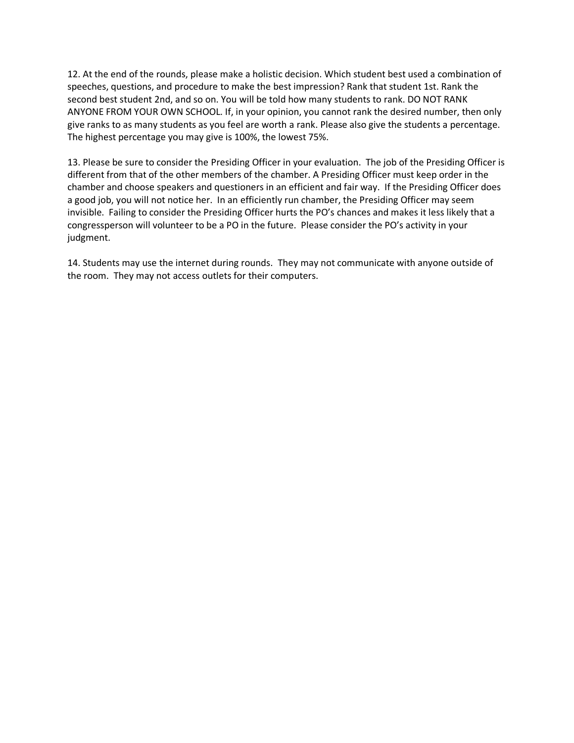12. At the end of the rounds, please make a holistic decision. Which student best used a combination of speeches, questions, and procedure to make the best impression? Rank that student 1st. Rank the second best student 2nd, and so on. You will be told how many students to rank. DO NOT RANK ANYONE FROM YOUR OWN SCHOOL. If, in your opinion, you cannot rank the desired number, then only give ranks to as many students as you feel are worth a rank. Please also give the students a percentage. The highest percentage you may give is 100%, the lowest 75%.

13. Please be sure to consider the Presiding Officer in your evaluation. The job of the Presiding Officer is different from that of the other members of the chamber. A Presiding Officer must keep order in the chamber and choose speakers and questioners in an efficient and fair way. If the Presiding Officer does a good job, you will not notice her. In an efficiently run chamber, the Presiding Officer may seem invisible. Failing to consider the Presiding Officer hurts the PO's chances and makes it less likely that a congressperson will volunteer to be a PO in the future. Please consider the PO's activity in your judgment.

14. Students may use the internet during rounds. They may not communicate with anyone outside of the room. They may not access outlets for their computers.